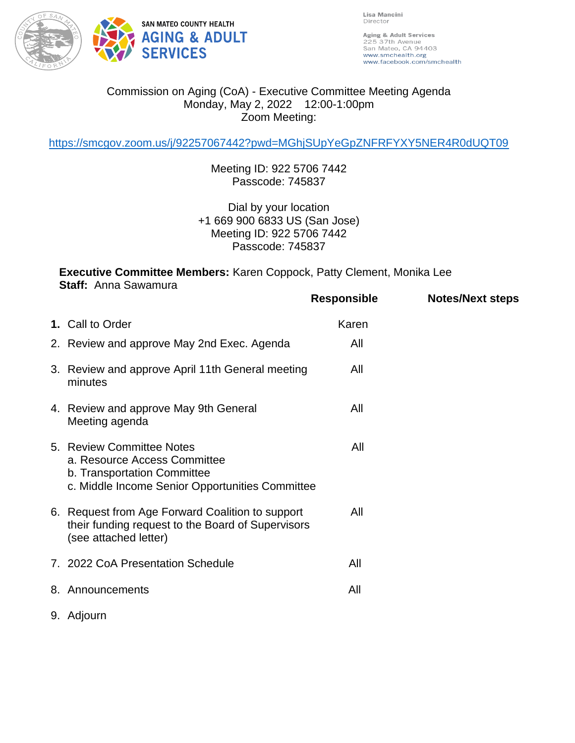SAN MATEO COUNTY HEALTH
AGING & ADULT SERVICES

Lisa Mancini
Director

Aging & Adult Services
225 37th Avenue
San Mateo, CA 94403
www.smchealth.org
www.facebook.com/smchealth

Commission on Aging (CoA) - Executive Committee Meeting Agenda
Monday, May 2, 2022 12:00-1:00pm
Zoom Meeting:

https://smcgov.zoom.us/j/92257067442?pwd=MGhjSUpYeGpZNFRFYXY5NER4R0dUQT09

Meeting ID: 922 5706 7442
Passcode: 745837

Dial by your location
+1 669 900 6833 US (San Jose)
Meeting ID: 922 5706 7442
Passcode: 745837

**Executive Committee Members:** Karen Coppock, Patty Clement, Monika Lee
**Staff:** Anna Sawamura

| | Responsible | Notes/Next steps |
|---|---|---|
| **1.** Call to Order | Karen | |
| 2. Review and approve May 2nd Exec. Agenda | All | |
| 3. Review and approve April 11th General meeting minutes | All | |
| 4. Review and approve May 9th General Meeting agenda | All | |
| 5. Review Committee Notes<br>a. Resource Access Committee<br>b. Transportation Committee<br>c. Middle Income Senior Opportunities Committee | All | |
| 6. Request from Age Forward Coalition to support their funding request to the Board of Supervisors (see attached letter) | All | |
| 7. 2022 CoA Presentation Schedule | All | |
| 8. Announcements | All | |
| 9. Adjourn | | |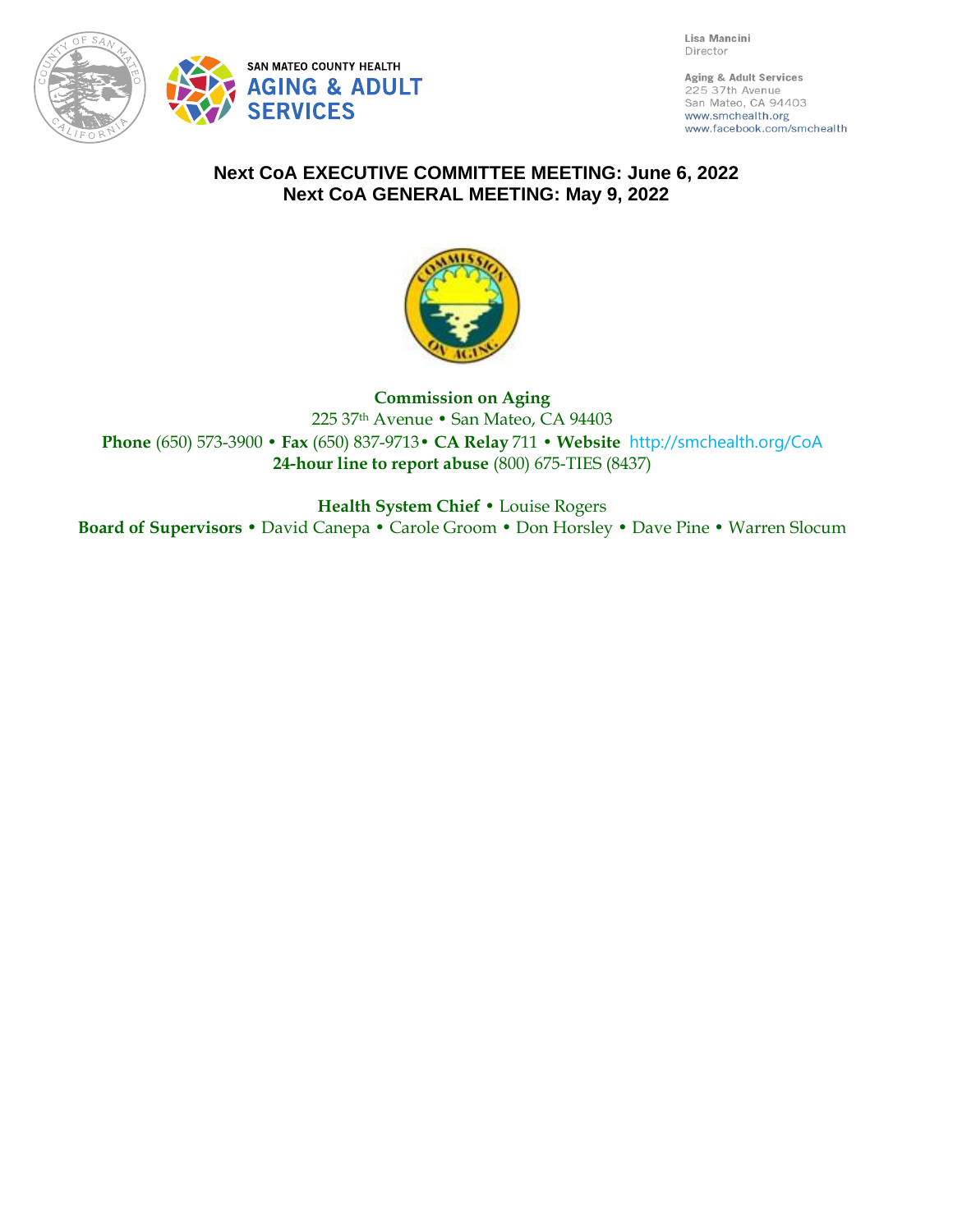Lisa Mancini
Director

Aging & Adult Services
225 37th Avenue
San Mateo, CA 94403
www.smchealth.org
www.facebook.com/smchealth

SAN MATEO COUNTY HEALTH
AGING & ADULT SERVICES

**Next CoA EXECUTIVE COMMITTEE MEETING: June 6, 2022**
**Next CoA GENERAL MEETING: May 9, 2022**

**Commission on Aging**
225 37th Avenue • San Mateo, CA 94403
**Phone** (650) 573-3900 • **Fax** (650) 837-9713• **CA Relay** 711 • **Website** http://smchealth.org/CoA
**24-hour line to report abuse** (800) 675-TIES (8437)

**Health System Chief** • Louise Rogers
**Board of Supervisors** • David Canepa • Carole Groom • Don Horsley • Dave Pine • Warren Slocum